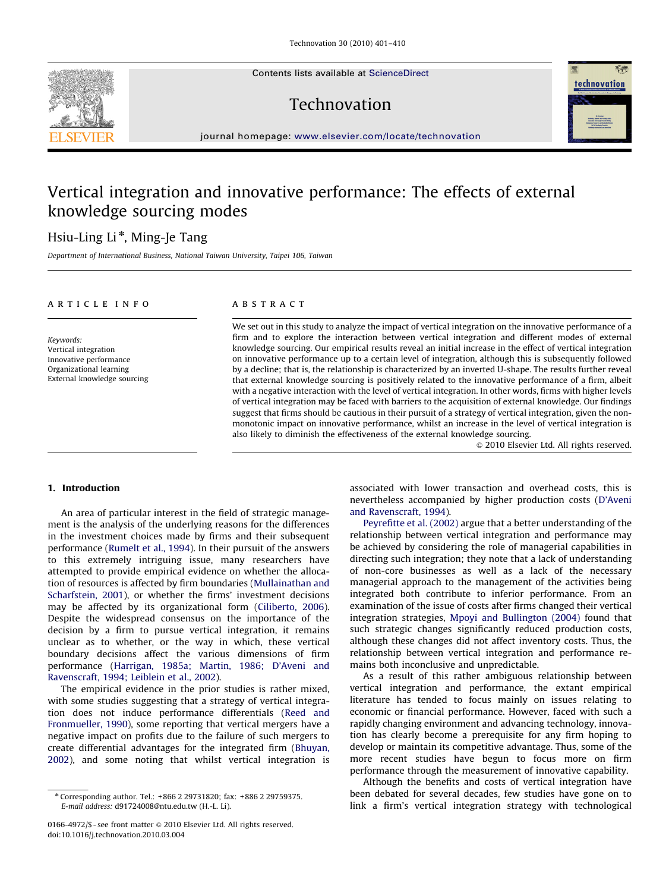# Vertical integration and innovative performance: The effects of external knowledge sourcing modes

Hsiu-Ling Li *, Ming-Je Tang

*Department of International Business, National Taiwan University, Taipei 106, Taiwan*

## ARTICLE INFO

*Keywords:*
Vertical integration
Innovative performance
Organizational learning
External knowledge sourcing

## ABSTRACT

We set out in this study to analyze the impact of vertical integration on the innovative performance of a firm and to explore the interaction between vertical integration and different modes of external knowledge sourcing. Our empirical results reveal an initial increase in the effect of vertical integration on innovative performance up to a certain level of integration, although this is subsequently followed by a decline; that is, the relationship is characterized by an inverted U-shape. The results further reveal that external knowledge sourcing is positively related to the innovative performance of a firm, albeit with a negative interaction with the level of vertical integration. In other words, firms with higher levels of vertical integration may be faced with barriers to the acquisition of external knowledge. Our findings suggest that firms should be cautious in their pursuit of a strategy of vertical integration, given the non-monotonic impact on innovative performance, whilst an increase in the level of vertical integration is also likely to diminish the effectiveness of the external knowledge sourcing.

© 2010 Elsevier Ltd. All rights reserved.

## 1. Introduction

An area of particular interest in the field of strategic management is the analysis of the underlying reasons for the differences in the investment choices made by firms and their subsequent performance (Rumelt et al., 1994). In their pursuit of the answers to this extremely intriguing issue, many researchers have attempted to provide empirical evidence on whether the allocation of resources is affected by firm boundaries (Mullainathan and Scharfstein, 2001), or whether the firms' investment decisions may be affected by its organizational form (Ciliberto, 2006). Despite the widespread consensus on the importance of the decision by a firm to pursue vertical integration, it remains unclear as to whether, or the way in which, these vertical boundary decisions affect the various dimensions of firm performance (Harrigan, 1985a; Martin, 1986; D'Aveni and Ravenscraft, 1994; Leiblein et al., 2002).

The empirical evidence in the prior studies is rather mixed, with some studies suggesting that a strategy of vertical integration does not induce performance differentials (Reed and Fronmueller, 1990), some reporting that vertical mergers have a negative impact on profits due to the failure of such mergers to create differential advantages for the integrated firm (Bhuyan, 2002), and some noting that whilst vertical integration is associated with lower transaction and overhead costs, this is nevertheless accompanied by higher production costs (D'Aveni and Ravenscraft, 1994).

Peyrefitte et al. (2002) argue that a better understanding of the relationship between vertical integration and performance may be achieved by considering the role of managerial capabilities in directing such integration; they note that a lack of understanding of non-core businesses as well as a lack of the necessary managerial approach to the management of the activities being integrated both contribute to inferior performance. From an examination of the issue of costs after firms changed their vertical integration strategies, Mpoyi and Bullington (2004) found that such strategic changes significantly reduced production costs, although these changes did not affect inventory costs. Thus, the relationship between vertical integration and performance remains both inconclusive and unpredictable.

As a result of this rather ambiguous relationship between vertical integration and performance, the extant empirical literature has tended to focus mainly on issues relating to economic or financial performance. However, faced with such a rapidly changing environment and advancing technology, innovation has clearly become a prerequisite for any firm hoping to develop or maintain its competitive advantage. Thus, some of the more recent studies have begun to focus more on firm performance through the measurement of innovative capability.

Although the benefits and costs of vertical integration have been debated for several decades, few studies have gone on to link a firm's vertical integration strategy with technological

* Corresponding author. Tel.: +866 2 29731820; fax: +886 2 29759375.
*E-mail address:* d91724008@ntu.edu.tw (H.-L. Li).

0166-4972/$ - see front matter © 2010 Elsevier Ltd. All rights reserved.
doi:10.1016/j.technovation.2010.03.004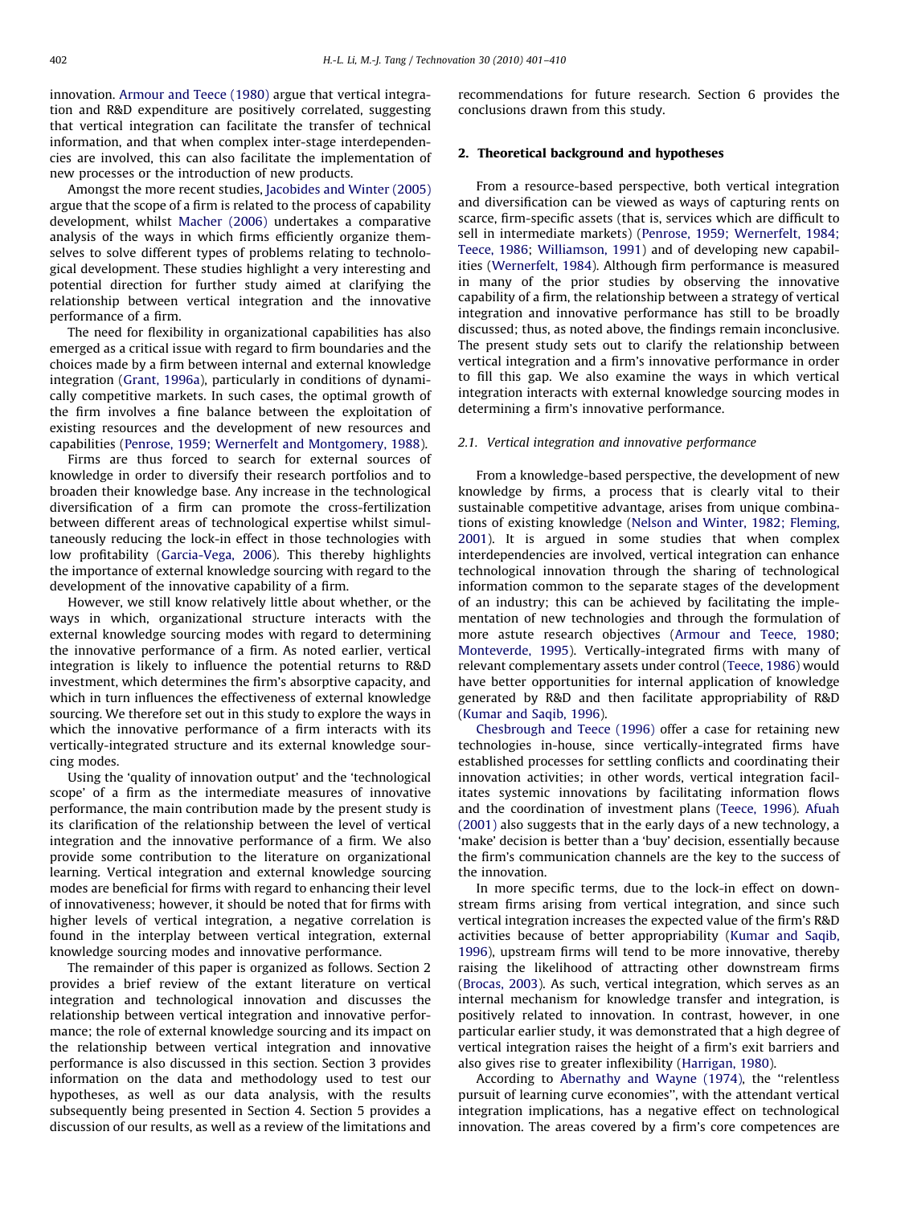innovation. Armour and Teece (1980) argue that vertical integration and R&D expenditure are positively correlated, suggesting that vertical integration can facilitate the transfer of technical information, and that when complex inter-stage interdependencies are involved, this can also facilitate the implementation of new processes or the introduction of new products.

Amongst the more recent studies, Jacobides and Winter (2005) argue that the scope of a firm is related to the process of capability development, whilst Macher (2006) undertakes a comparative analysis of the ways in which firms efficiently organize themselves to solve different types of problems relating to technological development. These studies highlight a very interesting and potential direction for further study aimed at clarifying the relationship between vertical integration and the innovative performance of a firm.

The need for flexibility in organizational capabilities has also emerged as a critical issue with regard to firm boundaries and the choices made by a firm between internal and external knowledge integration (Grant, 1996a), particularly in conditions of dynamically competitive markets. In such cases, the optimal growth of the firm involves a fine balance between the exploitation of existing resources and the development of new resources and capabilities (Penrose, 1959; Wernerfelt and Montgomery, 1988).

Firms are thus forced to search for external sources of knowledge in order to diversify their research portfolios and to broaden their knowledge base. Any increase in the technological diversification of a firm can promote the cross-fertilization between different areas of technological expertise whilst simultaneously reducing the lock-in effect in those technologies with low profitability (Garcia-Vega, 2006). This thereby highlights the importance of external knowledge sourcing with regard to the development of the innovative capability of a firm.

However, we still know relatively little about whether, or the ways in which, organizational structure interacts with the external knowledge sourcing modes with regard to determining the innovative performance of a firm. As noted earlier, vertical integration is likely to influence the potential returns to R&D investment, which determines the firm's absorptive capacity, and which in turn influences the effectiveness of external knowledge sourcing. We therefore set out in this study to explore the ways in which the innovative performance of a firm interacts with its vertically-integrated structure and its external knowledge sourcing modes.

Using the 'quality of innovation output' and the 'technological scope' of a firm as the intermediate measures of innovative performance, the main contribution made by the present study is its clarification of the relationship between the level of vertical integration and the innovative performance of a firm. We also provide some contribution to the literature on organizational learning. Vertical integration and external knowledge sourcing modes are beneficial for firms with regard to enhancing their level of innovativeness; however, it should be noted that for firms with higher levels of vertical integration, a negative correlation is found in the interplay between vertical integration, external knowledge sourcing modes and innovative performance.

The remainder of this paper is organized as follows. Section 2 provides a brief review of the extant literature on vertical integration and technological innovation and discusses the relationship between vertical integration and innovative performance; the role of external knowledge sourcing and its impact on the relationship between vertical integration and innovative performance is also discussed in this section. Section 3 provides information on the data and methodology used to test our hypotheses, as well as our data analysis, with the results subsequently being presented in Section 4. Section 5 provides a discussion of our results, as well as a review of the limitations and recommendations for future research. Section 6 provides the conclusions drawn from this study.

## 2. Theoretical background and hypotheses

From a resource-based perspective, both vertical integration and diversification can be viewed as ways of capturing rents on scarce, firm-specific assets (that is, services which are difficult to sell in intermediate markets) (Penrose, 1959; Wernerfelt, 1984; Teece, 1986; Williamson, 1991) and of developing new capabilities (Wernerfelt, 1984). Although firm performance is measured in many of the prior studies by observing the innovative capability of a firm, the relationship between a strategy of vertical integration and innovative performance has still to be broadly discussed; thus, as noted above, the findings remain inconclusive. The present study sets out to clarify the relationship between vertical integration and a firm's innovative performance in order to fill this gap. We also examine the ways in which vertical integration interacts with external knowledge sourcing modes in determining a firm's innovative performance.

### 2.1. Vertical integration and innovative performance

From a knowledge-based perspective, the development of new knowledge by firms, a process that is clearly vital to their sustainable competitive advantage, arises from unique combinations of existing knowledge (Nelson and Winter, 1982; Fleming, 2001). It is argued in some studies that when complex interdependencies are involved, vertical integration can enhance technological innovation through the sharing of technological information common to the separate stages of the development of an industry; this can be achieved by facilitating the implementation of new technologies and through the formulation of more astute research objectives (Armour and Teece, 1980; Monteverde, 1995). Vertically-integrated firms with many of relevant complementary assets under control (Teece, 1986) would have better opportunities for internal application of knowledge generated by R&D and then facilitate appropriability of R&D (Kumar and Saqib, 1996).

Chesbrough and Teece (1996) offer a case for retaining new technologies in-house, since vertically-integrated firms have established processes for settling conflicts and coordinating their innovation activities; in other words, vertical integration facilitates systemic innovations by facilitating information flows and the coordination of investment plans (Teece, 1996). Afuah (2001) also suggests that in the early days of a new technology, a 'make' decision is better than a 'buy' decision, essentially because the firm's communication channels are the key to the success of the innovation.

In more specific terms, due to the lock-in effect on downstream firms arising from vertical integration, and since such vertical integration increases the expected value of the firm's R&D activities because of better appropriability (Kumar and Saqib, 1996), upstream firms will tend to be more innovative, thereby raising the likelihood of attracting other downstream firms (Brocas, 2003). As such, vertical integration, which serves as an internal mechanism for knowledge transfer and integration, is positively related to innovation. In contrast, however, in one particular earlier study, it was demonstrated that a high degree of vertical integration raises the height of a firm's exit barriers and also gives rise to greater inflexibility (Harrigan, 1980).

According to Abernathy and Wayne (1974), the "relentless pursuit of learning curve economies", with the attendant vertical integration implications, has a negative effect on technological innovation. The areas covered by a firm's core competences are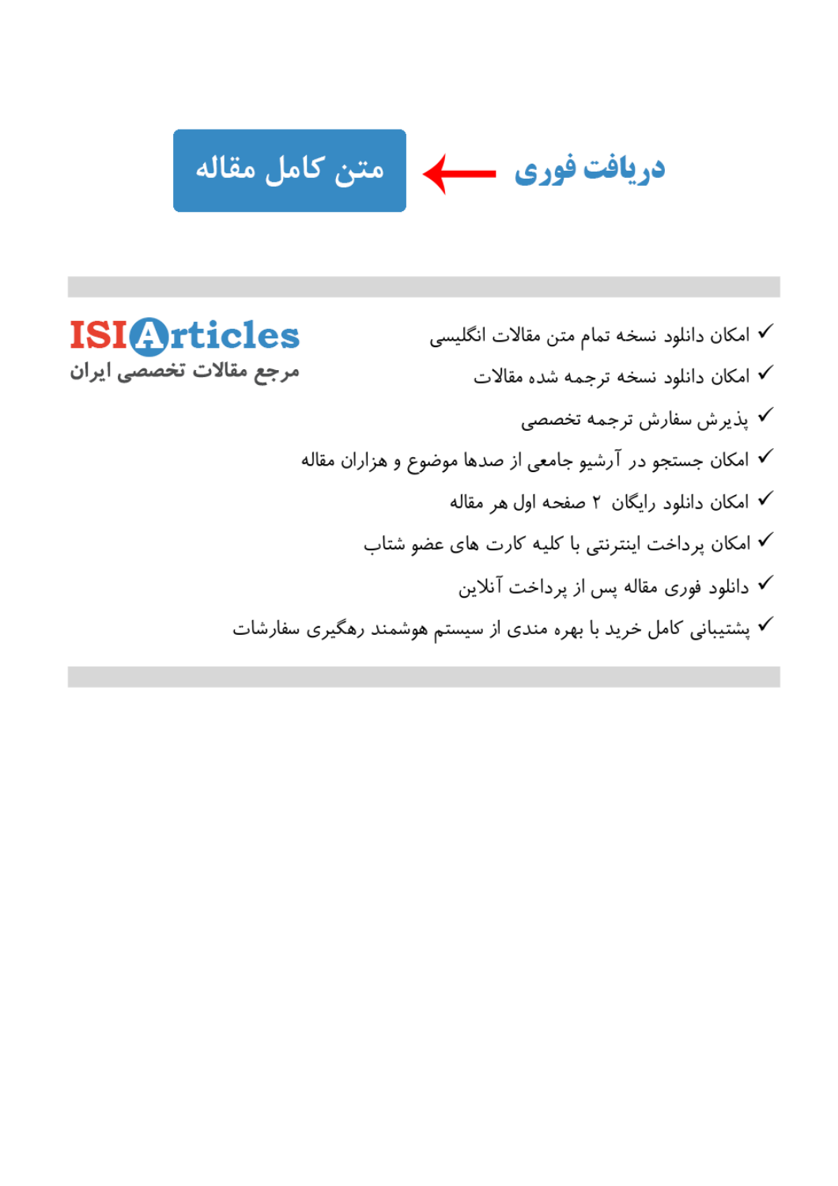دریافت فوری ← متن کامل مقاله

ISIArticles

مرجع مقالات تخصصی ایران

- ✓ امکان دانلود نسخه تمام متن مقالات انگلیسی
- ✓ امکان دانلود نسخه ترجمه شده مقالات
- ✓ پذیرش سفارش ترجمه تخصصی
- ✓ امکان جستجو در آرشیو جامعی از صدها موضوع و هزاران مقاله
- ✓ امکان دانلود رایگان ۲ صفحه اول هر مقاله
- ✓ امکان پرداخت اینترنتی با کلیه کارت های عضو شتاب
- ✓ دانلود فوری مقاله پس از پرداخت آنلاین
- ✓ پشتیبانی کامل خرید با بهره مندی از سیستم هوشمند رهگیری سفارشات